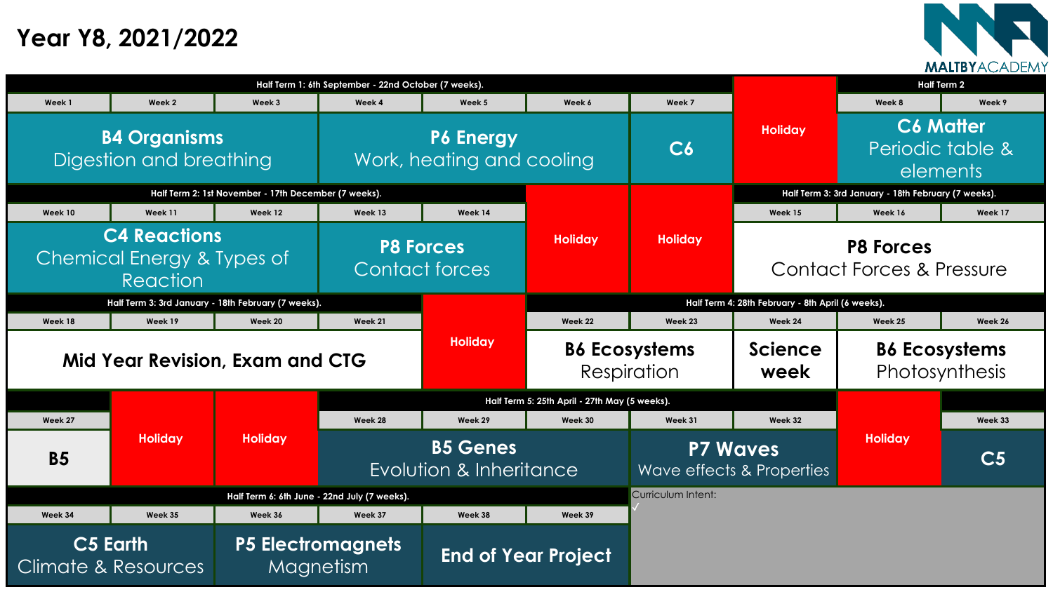# Year Y8, 2021/2022

MALTBY ACADEMY

| Half Term 1: 6th September - 22nd October (7 weeks). | | | | | | | | Half Term 2 | |
|---|---|---|---|---|---|---|---|---|---|
| Week 1 | Week 2 | Week 3 | Week 4 | Week 5 | Week 6 | Week 7 | Holiday | Week 8 | Week 9 |
| **B4 Organisms** Digestion and breathing | | | **P6 Energy** Work, heating and cooling | | | **C6** | | **C6 Matter** Periodic table & elements | |

| Half Term 2: 1st November - 17th December (7 weeks). | | | | | | | Half Term 3: 3rd January - 18th February (7 weeks). | | |
|---|---|---|---|---|---|---|---|---|---|
| Week 10 | Week 11 | Week 12 | Week 13 | Week 14 | Holiday | Holiday | Week 15 | Week 16 | Week 17 |
| **C4 Reactions** Chemical Energy & Types of Reaction | | | **P8 Forces** Contact forces | | | | **P8 Forces** Contact Forces & Pressure | | |

| Half Term 3: 3rd January - 18th February (7 weeks). | | | | | Half Term 4: 28th February - 8th April (6 weeks). | | | | |
|---|---|---|---|---|---|---|---|---|---|
| Week 18 | Week 19 | Week 20 | Week 21 | Holiday | Week 22 | Week 23 | Week 24 | Week 25 | Week 26 |
| **Mid Year Revision, Exam and CTG** | | | | | **B6 Ecosystems** Respiration | | **Science week** | **B6 Ecosystems** Photosynthesis | |

| | | | Half Term 5: 25th April - 27th May (5 weeks). | | | | | | |
|---|---|---|---|---|---|---|---|---|---|
| Week 27 | Holiday | Holiday | Week 28 | Week 29 | Week 30 | Week 31 | Week 32 | Holiday | Week 33 |
| **B5** | | | **B5 Genes** Evolution & Inheritance | | | **P7 Waves** Wave effects & Properties | | | **C5** |

| Half Term 6: 6th June - 22nd July (7 weeks). | | | | | | Curriculum Intent: ✓ |
|---|---|---|---|---|---|---|
| Week 34 | Week 35 | Week 36 | Week 37 | Week 38 | Week 39 | |
| **C5 Earth** Climate & Resources | | **P5 Electromagnets** Magnetism | | **End of Year Project** | | |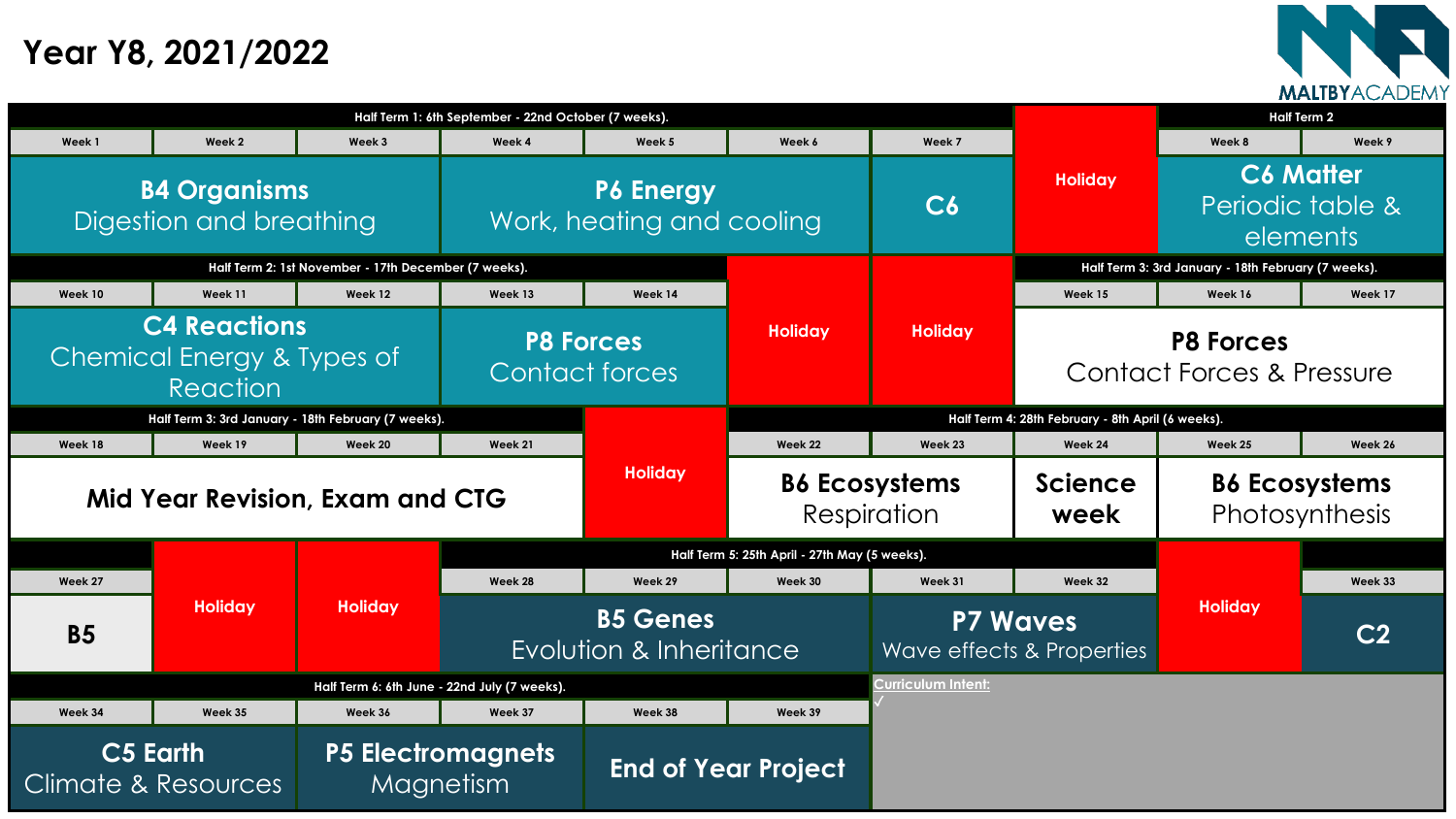# Year Y8, 2021/2022

MALTBY ACADEMY

**Half Term 1: 6th September - 22nd October (7 weeks).** | **Half Term 2**

| Week 1 | Week 2 | Week 3 | Week 4 | Week 5 | Week 6 | Week 7 | | Week 8 | Week 9 |
|---|---|---|---|---|---|---|---|---|---|
| **B4 Organisms** Digestion and breathing | | | **P6 Energy** Work, heating and cooling | | | **C6** | **Holiday** | **C6 Matter** Periodic table & elements | |

**Half Term 2: 1st November - 17th December (7 weeks).** | **Half Term 3: 3rd January - 18th February (7 weeks).**

| Week 10 | Week 11 | Week 12 | Week 13 | Week 14 | | | Week 15 | Week 16 | Week 17 |
|---|---|---|---|---|---|---|---|---|---|
| **C4 Reactions** Chemical Energy & Types of Reaction | | | **P8 Forces** Contact forces | | **Holiday** | **Holiday** | **P8 Forces** Contact Forces & Pressure | | |

**Half Term 3: 3rd January - 18th February (7 weeks).** | **Half Term 4: 28th February - 8th April (6 weeks).**

| Week 18 | Week 19 | Week 20 | Week 21 | | Week 22 | Week 23 | Week 24 | Week 25 | Week 26 |
|---|---|---|---|---|---|---|---|---|---|
| **Mid Year Revision, Exam and CTG** | | | | **Holiday** | **B6 Ecosystems** Respiration | | **Science week** | **B6 Ecosystems** Photosynthesis | |

**Half Term 5: 25th April - 27th May (5 weeks).**

| Week 27 | | | Week 28 | Week 29 | Week 30 | Week 31 | Week 32 | | Week 33 |
|---|---|---|---|---|---|---|---|---|---|
| **B5** | **Holiday** | **Holiday** | **B5 Genes** Evolution & Inheritance | | | **P7 Waves** Wave effects & Properties | | **Holiday** | **C2** |

**Half Term 6: 6th June - 22nd July (7 weeks).**

| Week 34 | Week 35 | Week 36 | Week 37 | Week 38 | Week 39 |
|---|---|---|---|---|---|
| **C5 Earth** Climate & Resources | | **P5 Electromagnets** Magnetism | | **End of Year Project** | |

Curriculum Intent:
✓